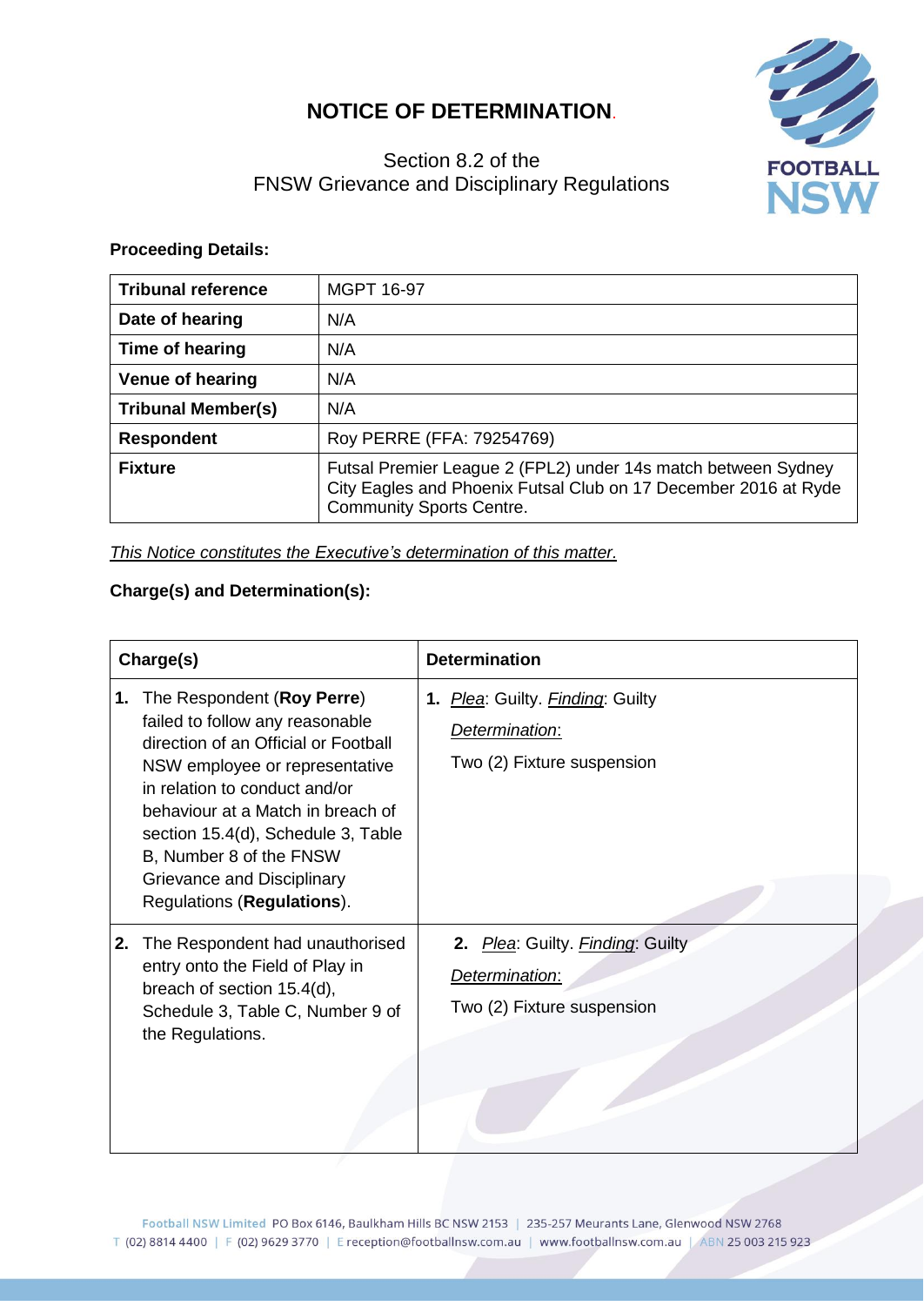# NOTICE OF DETERMINATION.

Section 8.2 of the
FNSW Grievance and Disciplinary Regulations

**Proceeding Details:**

| **Tribunal reference** | MGPT 16-97 |
|---|---|
| **Date of hearing** | N/A |
| **Time of hearing** | N/A |
| **Venue of hearing** | N/A |
| **Tribunal Member(s)** | N/A |
| **Respondent** | Roy PERRE (FFA: 79254769) |
| **Fixture** | Futsal Premier League 2 (FPL2) under 14s match between Sydney City Eagles and Phoenix Futsal Club on 17 December 2016 at Ryde Community Sports Centre. |

*This Notice constitutes the Executive's determination of this matter.*

**Charge(s) and Determination(s):**

| **Charge(s)** | **Determination** |
|---|---|
| **1.** The Respondent (**Roy Perre**) failed to follow any reasonable direction of an Official or Football NSW employee or representative in relation to conduct and/or behaviour at a Match in breach of section 15.4(d), Schedule 3, Table B, Number 8 of the FNSW Grievance and Disciplinary Regulations (**Regulations**). | **1.** *Plea*: Guilty. *Finding*: Guilty<br>*Determination*:<br>Two (2) Fixture suspension |
| **2.** The Respondent had unauthorised entry onto the Field of Play in breach of section 15.4(d), Schedule 3, Table C, Number 9 of the Regulations. | **2.** *Plea*: Guilty. *Finding*: Guilty<br>*Determination*:<br>Two (2) Fixture suspension |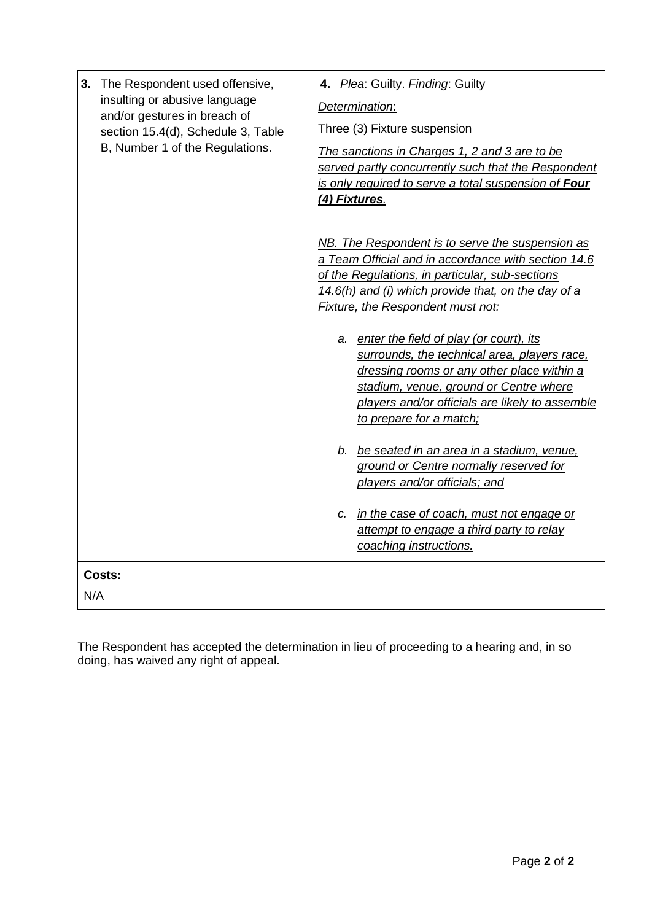| | |
|---|---|
| **3.** The Respondent used offensive, insulting or abusive language and/or gestures in breach of section 15.4(d), Schedule 3, Table B, Number 1 of the Regulations. | **4.** *Plea*: Guilty. *Finding*: Guilty<br><br>*Determination*:<br><br>Three (3) Fixture suspension<br><br>*The sanctions in Charges 1, 2 and 3 are to be served partly concurrently such that the Respondent is only required to serve a total suspension of **Four (4) Fixtures**.*<br><br>*NB. The Respondent is to serve the suspension as a Team Official and in accordance with section 14.6 of the Regulations, in particular, sub-sections 14.6(h) and (i) which provide that, on the day of a Fixture, the Respondent must not:*<br><br>*a. enter the field of play (or court), its surrounds, the technical area, players race, dressing rooms or any other place within a stadium, venue, ground or Centre where players and/or officials are likely to assemble to prepare for a match;*<br><br>*b. be seated in an area in a stadium, venue, ground or Centre normally reserved for players and/or officials; and*<br><br>*c. in the case of coach, must not engage or attempt to engage a third party to relay coaching instructions.* |
| **Costs:**<br><br>N/A | |

The Respondent has accepted the determination in lieu of proceeding to a hearing and, in so doing, has waived any right of appeal.